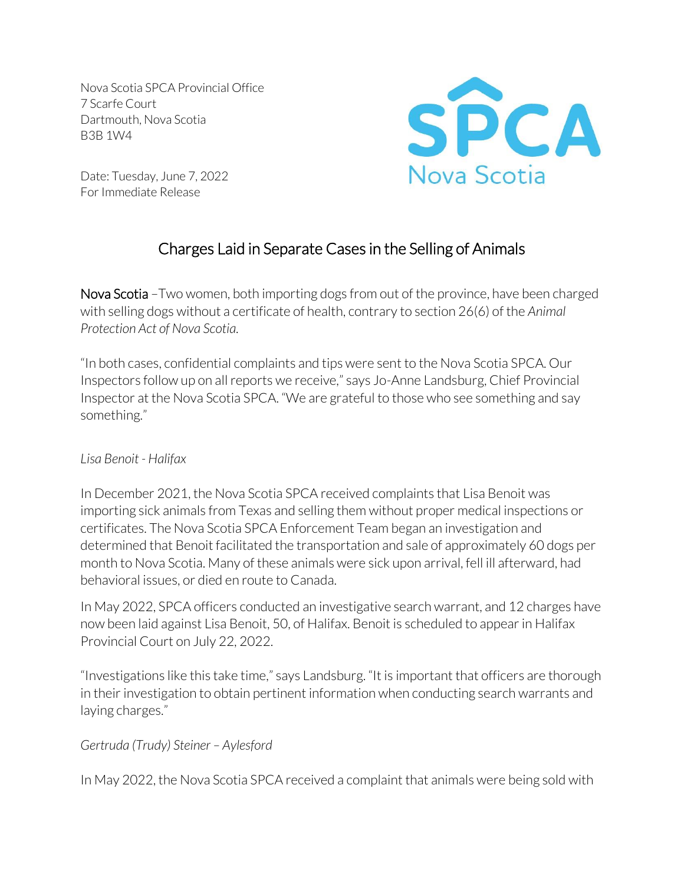Nova Scotia SPCA Provincial Office
7 Scarfe Court
Dartmouth, Nova Scotia
B3B 1W4

SPCA Nova Scotia

Date: Tuesday, June 7, 2022
For Immediate Release

# Charges Laid in Separate Cases in the Selling of Animals

Nova Scotia –Two women, both importing dogs from out of the province, have been charged with selling dogs without a certificate of health, contrary to section 26(6) of the *Animal Protection Act of Nova Scotia.*

"In both cases, confidential complaints and tips were sent to the Nova Scotia SPCA. Our Inspectors follow up on all reports we receive," says Jo-Anne Landsburg, Chief Provincial Inspector at the Nova Scotia SPCA. "We are grateful to those who see something and say something."

*Lisa Benoit - Halifax*

In December 2021, the Nova Scotia SPCA received complaints that Lisa Benoit was importing sick animals from Texas and selling them without proper medical inspections or certificates. The Nova Scotia SPCA Enforcement Team began an investigation and determined that Benoit facilitated the transportation and sale of approximately 60 dogs per month to Nova Scotia. Many of these animals were sick upon arrival, fell ill afterward, had behavioral issues, or died en route to Canada.

In May 2022, SPCA officers conducted an investigative search warrant, and 12 charges have now been laid against Lisa Benoit, 50, of Halifax. Benoit is scheduled to appear in Halifax Provincial Court on July 22, 2022.

"Investigations like this take time," says Landsburg. "It is important that officers are thorough in their investigation to obtain pertinent information when conducting search warrants and laying charges."

*Gertruda (Trudy) Steiner – Aylesford*

In May 2022, the Nova Scotia SPCA received a complaint that animals were being sold with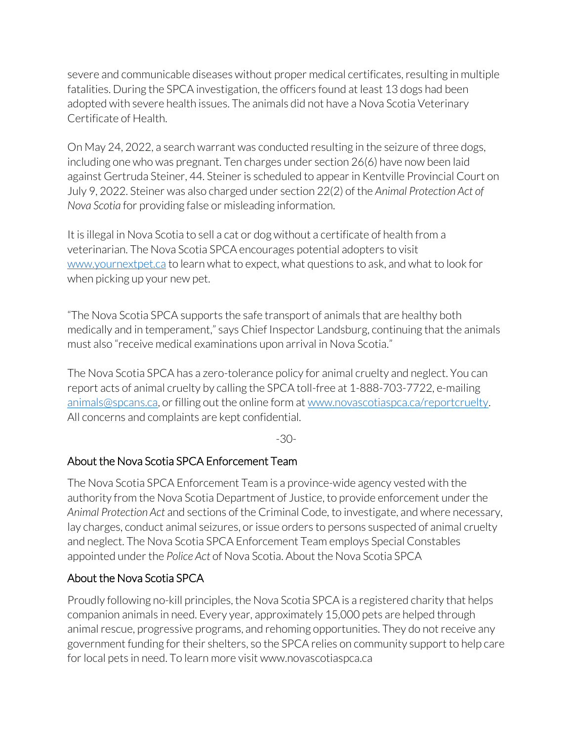severe and communicable diseases without proper medical certificates, resulting in multiple fatalities. During the SPCA investigation, the officers found at least 13 dogs had been adopted with severe health issues. The animals did not have a Nova Scotia Veterinary Certificate of Health.

On May 24, 2022, a search warrant was conducted resulting in the seizure of three dogs, including one who was pregnant. Ten charges under section 26(6) have now been laid against Gertruda Steiner, 44. Steiner is scheduled to appear in Kentville Provincial Court on July 9, 2022. Steiner was also charged under section 22(2) of the *Animal Protection Act of Nova Scotia* for providing false or misleading information.

It is illegal in Nova Scotia to sell a cat or dog without a certificate of health from a veterinarian. The Nova Scotia SPCA encourages potential adopters to visit [www.yournextpet.ca](www.yournextpet.ca) to learn what to expect, what questions to ask, and what to look for when picking up your new pet.

"The Nova Scotia SPCA supports the safe transport of animals that are healthy both medically and in temperament," says Chief Inspector Landsburg, continuing that the animals must also "receive medical examinations upon arrival in Nova Scotia."

The Nova Scotia SPCA has a zero-tolerance policy for animal cruelty and neglect. You can report acts of animal cruelty by calling the SPCA toll-free at 1-888-703-7722, e-mailing [animals@spcans.ca](mailto:animals@spcans.ca), or filling out the online form at [www.novascotiaspca.ca/reportcruelty](www.novascotiaspca.ca/reportcruelty). All concerns and complaints are kept confidential.

-30-

## About the Nova Scotia SPCA Enforcement Team

The Nova Scotia SPCA Enforcement Team is a province-wide agency vested with the authority from the Nova Scotia Department of Justice, to provide enforcement under the *Animal Protection Act* and sections of the Criminal Code, to investigate, and where necessary, lay charges, conduct animal seizures, or issue orders to persons suspected of animal cruelty and neglect. The Nova Scotia SPCA Enforcement Team employs Special Constables appointed under the *Police Act* of Nova Scotia. About the Nova Scotia SPCA

## About the Nova Scotia SPCA

Proudly following no-kill principles, the Nova Scotia SPCA is a registered charity that helps companion animals in need. Every year, approximately 15,000 pets are helped through animal rescue, progressive programs, and rehoming opportunities. They do not receive any government funding for their shelters, so the SPCA relies on community support to help care for local pets in need. To learn more visit www.novascotiaspca.ca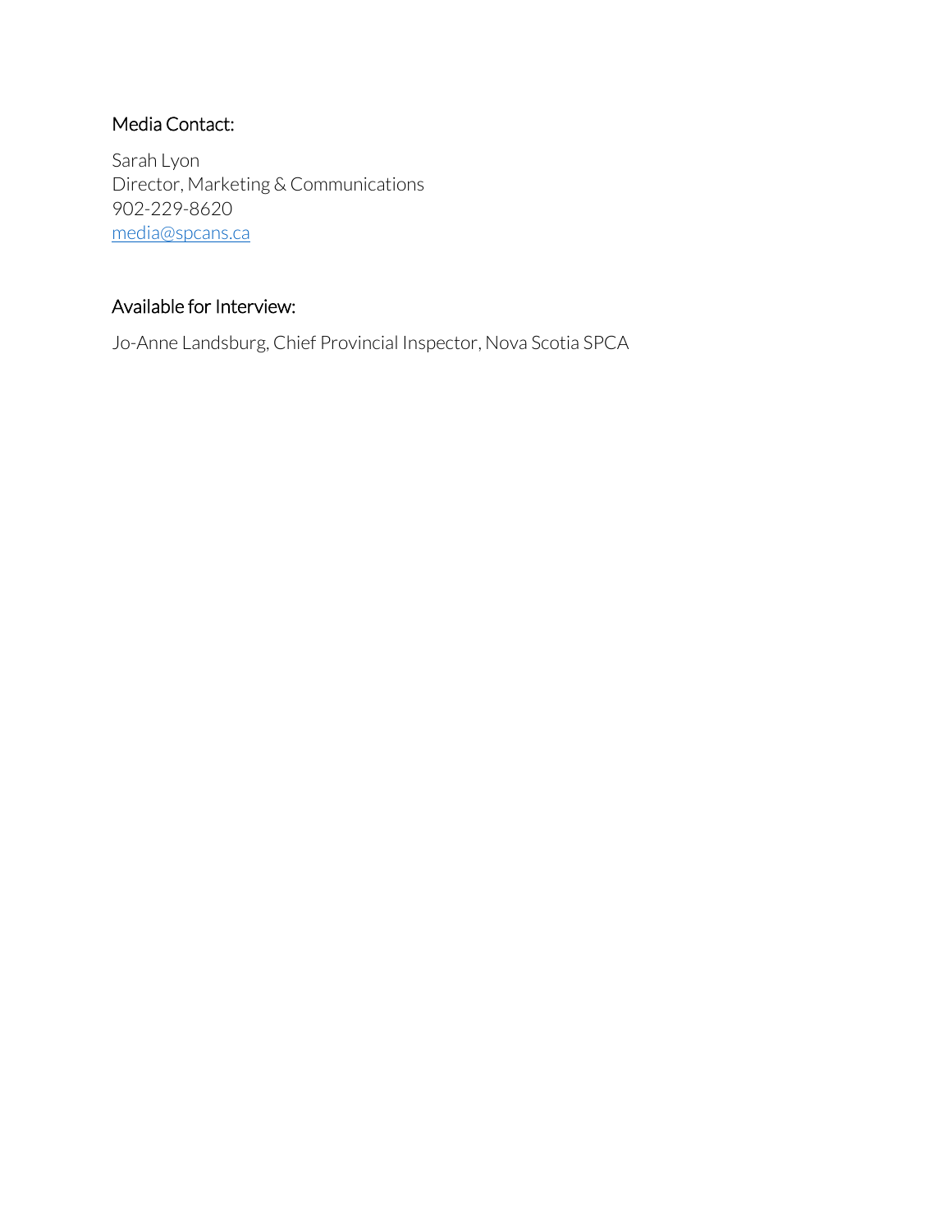### Media Contact:

Sarah Lyon
Director, Marketing & Communications
902-229-8620
media@spcans.ca

### Available for Interview:

Jo-Anne Landsburg, Chief Provincial Inspector, Nova Scotia SPCA